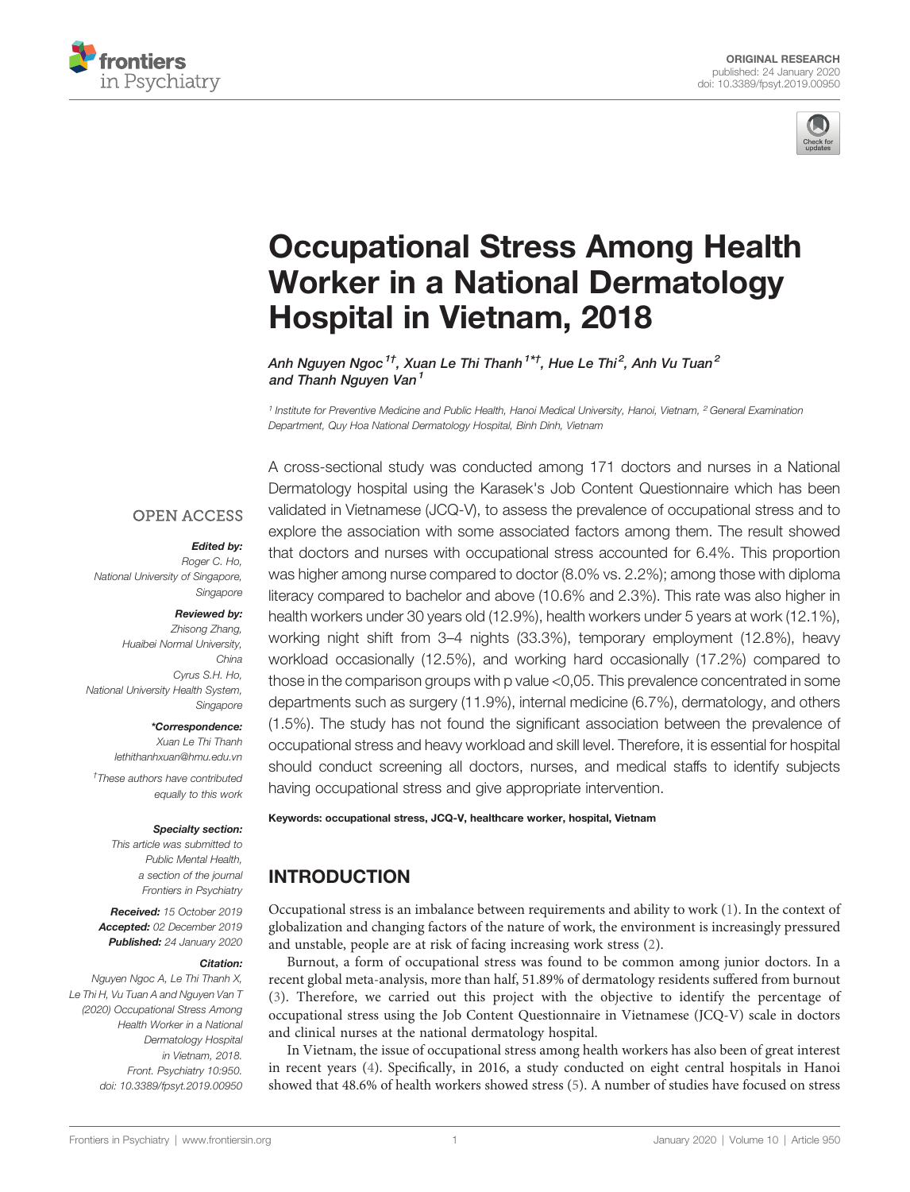ORIGINAL RESEARCH
published: 24 January 2020
doi: 10.3389/fpsyt.2019.00950

# Occupational Stress Among Health Worker in a National Dermatology Hospital in Vietnam, 2018

*Anh Nguyen Ngoc[1†], Xuan Le Thi Thanh[1*†], Hue Le Thi[2], Anh Vu Tuan[2] and Thanh Nguyen Van[1]*

[1] Institute for Preventive Medicine and Public Health, Hanoi Medical University, Hanoi, Vietnam, [2] General Examination Department, Quy Hoa National Dermatology Hospital, Binh Dinh, Vietnam

OPEN ACCESS

***Edited by:***
Roger C. Ho,
National University of Singapore,
Singapore

***Reviewed by:***
Zhisong Zhang,
Huaibei Normal University,
China
Cyrus S.H. Ho,
National University Health System,
Singapore

***\*Correspondence:***
Xuan Le Thi Thanh
lethithanhxuan@hmu.edu.vn

†These authors have contributed equally to this work

***Specialty section:***
This article was submitted to Public Mental Health, a section of the journal Frontiers in Psychiatry

**Received:** 15 October 2019
**Accepted:** 02 December 2019
**Published:** 24 January 2020

***Citation:***
Nguyen Ngoc A, Le Thi Thanh X, Le Thi H, Vu Tuan A and Nguyen Van T (2020) Occupational Stress Among Health Worker in a National Dermatology Hospital in Vietnam, 2018. Front. Psychiatry 10:950. doi: 10.3389/fpsyt.2019.00950

A cross-sectional study was conducted among 171 doctors and nurses in a National Dermatology hospital using the Karasek's Job Content Questionnaire which has been validated in Vietnamese (JCQ-V), to assess the prevalence of occupational stress and to explore the association with some associated factors among them. The result showed that doctors and nurses with occupational stress accounted for 6.4%. This proportion was higher among nurse compared to doctor (8.0% vs. 2.2%); among those with diploma literacy compared to bachelor and above (10.6% and 2.3%). This rate was also higher in health workers under 30 years old (12.9%), health workers under 5 years at work (12.1%), working night shift from 3–4 nights (33.3%), temporary employment (12.8%), heavy workload occasionally (12.5%), and working hard occasionally (17.2%) compared to those in the comparison groups with p value <0,05. This prevalence concentrated in some departments such as surgery (11.9%), internal medicine (6.7%), dermatology, and others (1.5%). The study has not found the significant association between the prevalence of occupational stress and heavy workload and skill level. Therefore, it is essential for hospital should conduct screening all doctors, nurses, and medical staffs to identify subjects having occupational stress and give appropriate intervention.

**Keywords: occupational stress, JCQ-V, healthcare worker, hospital, Vietnam**

## INTRODUCTION

Occupational stress is an imbalance between requirements and ability to work (1). In the context of globalization and changing factors of the nature of work, the environment is increasingly pressured and unstable, people are at risk of facing increasing work stress (2).

Burnout, a form of occupational stress was found to be common among junior doctors. In a recent global meta-analysis, more than half, 51.89% of dermatology residents suffered from burnout (3). Therefore, we carried out this project with the objective to identify the percentage of occupational stress using the Job Content Questionnaire in Vietnamese (JCQ-V) scale in doctors and clinical nurses at the national dermatology hospital.

In Vietnam, the issue of occupational stress among health workers has also been of great interest in recent years (4). Specifically, in 2016, a study conducted on eight central hospitals in Hanoi showed that 48.6% of health workers showed stress (5). A number of studies have focused on stress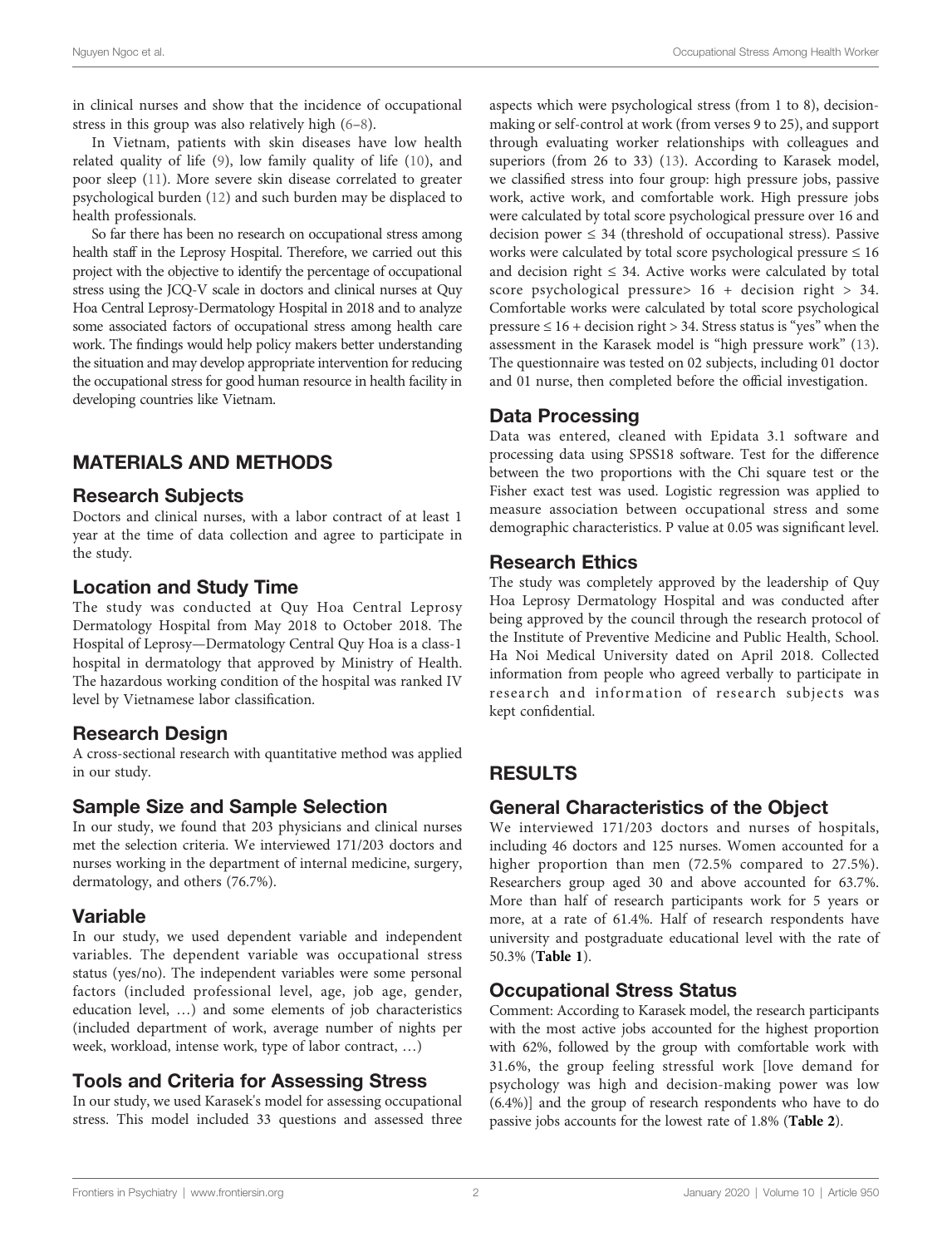in clinical nurses and show that the incidence of occupational stress in this group was also relatively high (6–8).

In Vietnam, patients with skin diseases have low health related quality of life (9), low family quality of life (10), and poor sleep (11). More severe skin disease correlated to greater psychological burden (12) and such burden may be displaced to health professionals.

So far there has been no research on occupational stress among health staff in the Leprosy Hospital. Therefore, we carried out this project with the objective to identify the percentage of occupational stress using the JCQ-V scale in doctors and clinical nurses at Quy Hoa Central Leprosy-Dermatology Hospital in 2018 and to analyze some associated factors of occupational stress among health care work. The findings would help policy makers better understanding the situation and may develop appropriate intervention for reducing the occupational stress for good human resource in health facility in developing countries like Vietnam.

## MATERIALS AND METHODS

### Research Subjects

Doctors and clinical nurses, with a labor contract of at least 1 year at the time of data collection and agree to participate in the study.

### Location and Study Time

The study was conducted at Quy Hoa Central Leprosy Dermatology Hospital from May 2018 to October 2018. The Hospital of Leprosy—Dermatology Central Quy Hoa is a class-1 hospital in dermatology that approved by Ministry of Health. The hazardous working condition of the hospital was ranked IV level by Vietnamese labor classification.

### Research Design

A cross-sectional research with quantitative method was applied in our study.

### Sample Size and Sample Selection

In our study, we found that 203 physicians and clinical nurses met the selection criteria. We interviewed 171/203 doctors and nurses working in the department of internal medicine, surgery, dermatology, and others (76.7%).

### Variable

In our study, we used dependent variable and independent variables. The dependent variable was occupational stress status (yes/no). The independent variables were some personal factors (included professional level, age, job age, gender, education level, …) and some elements of job characteristics (included department of work, average number of nights per week, workload, intense work, type of labor contract, …)

### Tools and Criteria for Assessing Stress

In our study, we used Karasek's model for assessing occupational stress. This model included 33 questions and assessed three aspects which were psychological stress (from 1 to 8), decision-making or self-control at work (from verses 9 to 25), and support through evaluating worker relationships with colleagues and superiors (from 26 to 33) (13). According to Karasek model, we classified stress into four group: high pressure jobs, passive work, active work, and comfortable work. High pressure jobs were calculated by total score psychological pressure over 16 and decision power ≤ 34 (threshold of occupational stress). Passive works were calculated by total score psychological pressure ≤ 16 and decision right ≤ 34. Active works were calculated by total score psychological pressure> 16 + decision right > 34. Comfortable works were calculated by total score psychological pressure ≤ 16 + decision right > 34. Stress status is "yes" when the assessment in the Karasek model is "high pressure work" (13). The questionnaire was tested on 02 subjects, including 01 doctor and 01 nurse, then completed before the official investigation.

### Data Processing

Data was entered, cleaned with Epidata 3.1 software and processing data using SPSS18 software. Test for the difference between the two proportions with the Chi square test or the Fisher exact test was used. Logistic regression was applied to measure association between occupational stress and some demographic characteristics. P value at 0.05 was significant level.

### Research Ethics

The study was completely approved by the leadership of Quy Hoa Leprosy Dermatology Hospital and was conducted after being approved by the council through the research protocol of the Institute of Preventive Medicine and Public Health, School. Ha Noi Medical University dated on April 2018. Collected information from people who agreed verbally to participate in research and information of research subjects was kept confidential.

## RESULTS

### General Characteristics of the Object

We interviewed 171/203 doctors and nurses of hospitals, including 46 doctors and 125 nurses. Women accounted for a higher proportion than men (72.5% compared to 27.5%). Researchers group aged 30 and above accounted for 63.7%. More than half of research participants work for 5 years or more, at a rate of 61.4%. Half of research respondents have university and postgraduate educational level with the rate of 50.3% (**Table 1**).

### Occupational Stress Status

Comment: According to Karasek model, the research participants with the most active jobs accounted for the highest proportion with 62%, followed by the group with comfortable work with 31.6%, the group feeling stressful work [love demand for psychology was high and decision-making power was low (6.4%)] and the group of research respondents who have to do passive jobs accounts for the lowest rate of 1.8% (**Table 2**).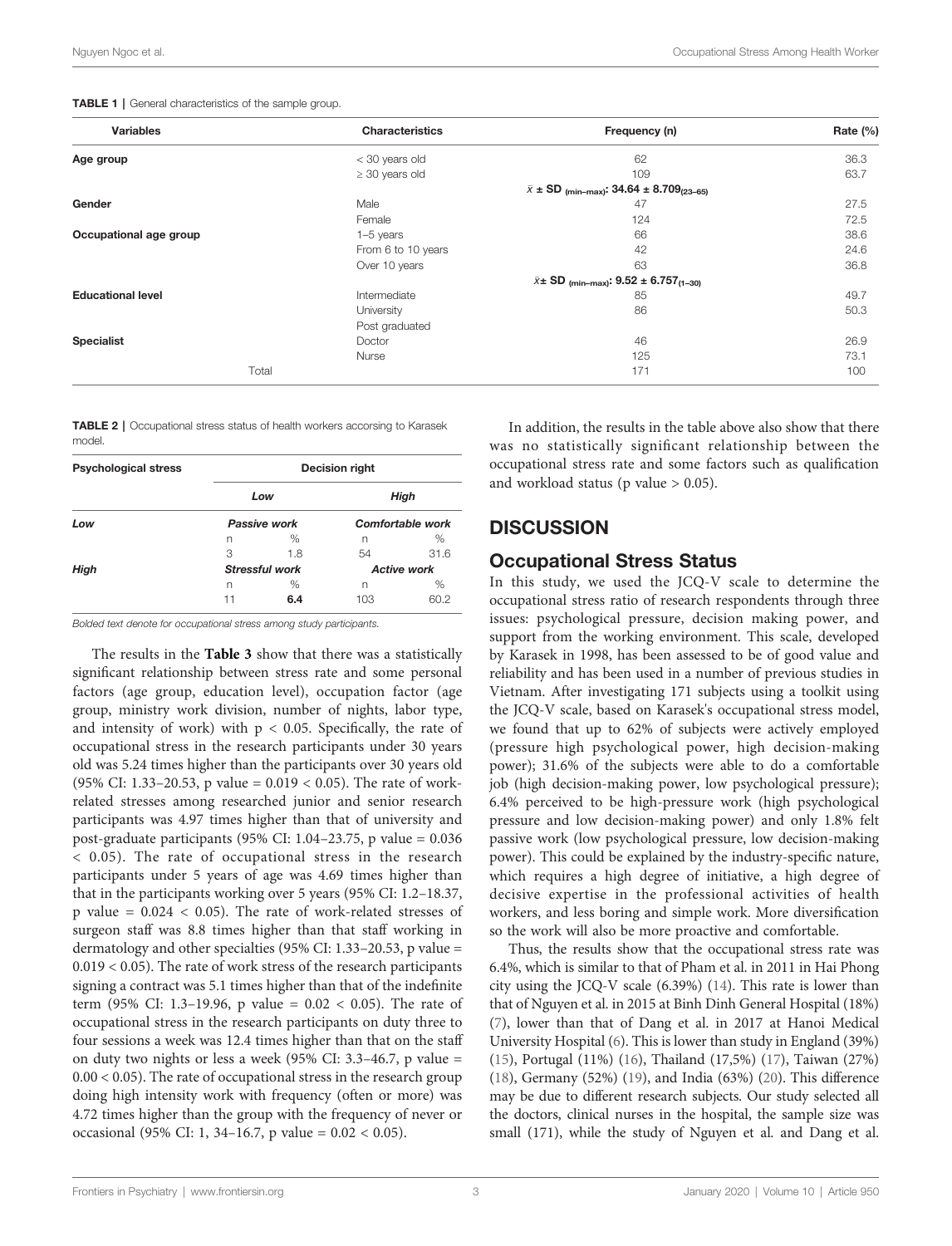**TABLE 1** | General characteristics of the sample group.

| Variables | Characteristics | Frequency (n) | Rate (%) |
|---|---|---|---|
| **Age group** | < 30 years old | 62 | 36.3 |
| | ≥ 30 years old | 109 | 63.7 |
| | | $\bar{x}$ ± SD $_{(min–max)}$: **34.64 ± 8.709$_{(23–65)}$** | |
| **Gender** | Male | 47 | 27.5 |
| | Female | 124 | 72.5 |
| **Occupational age group** | 1–5 years | 66 | 38.6 |
| | From 6 to 10 years | 42 | 24.6 |
| | Over 10 years | 63 | 36.8 |
| | | $\bar{x}$± SD $_{(min–max)}$: **9.52 ± 6.757$_{(1–30)}$** | |
| **Educational level** | Intermediate | 85 | 49.7 |
| | University | 86 | 50.3 |
| | Post graduated | | |
| **Specialist** | Doctor | 46 | 26.9 |
| | Nurse | 125 | 73.1 |
| Total | | 171 | 100 |

**TABLE 2** | Occupational stress status of health workers accorsing to Karasek model.

| Psychological stress | Decision right | | | |
|---|---|---|---|---|
| | *Low* | | *High* | |
| *Low* | *Passive work* | | *Comfortable work* | |
| | n | % | n | % |
| | 3 | 1.8 | 54 | 31.6 |
| *High* | *Stressful work* | | *Active work* | |
| | n | % | n | % |
| | 11 | **6.4** | 103 | 60.2 |

*Bolded text denote for occupational stress among study participants.*

The results in the **Table 3** show that there was a statistically significant relationship between stress rate and some personal factors (age group, education level), occupation factor (age group, ministry work division, number of nights, labor type, and intensity of work) with $p < 0.05$. Specifically, the rate of occupational stress in the research participants under 30 years old was 5.24 times higher than the participants over 30 years old (95% CI: 1.33–20.53, p value = 0.019 < 0.05). The rate of work-related stresses among researched junior and senior research participants was 4.97 times higher than that of university and post-graduate participants (95% CI: 1.04–23.75, p value = 0.036 < 0.05). The rate of occupational stress in the research participants under 5 years of age was 4.69 times higher than that in the participants working over 5 years (95% CI: 1.2–18.37, p value = 0.024 < 0.05). The rate of work-related stresses of surgeon staff was 8.8 times higher than that staff working in dermatology and other specialties (95% CI: 1.33–20.53, p value = 0.019 < 0.05). The rate of work stress of the research participants signing a contract was 5.1 times higher than that of the indefinite term (95% CI: 1.3–19.96, p value = 0.02 < 0.05). The rate of occupational stress in the research participants on duty three to four sessions a week was 12.4 times higher than that on the staff on duty two nights or less a week (95% CI: 3.3–46.7, p value = 0.00 < 0.05). The rate of occupational stress in the research group doing high intensity work with frequency (often or more) was 4.72 times higher than the group with the frequency of never or occasional (95% CI: 1, 34–16.7, p value = 0.02 < 0.05).

In addition, the results in the table above also show that there was no statistically significant relationship between the occupational stress rate and some factors such as qualification and workload status (p value > 0.05).

## DISCUSSION

### Occupational Stress Status

In this study, we used the JCQ-V scale to determine the occupational stress ratio of research respondents through three issues: psychological pressure, decision making power, and support from the working environment. This scale, developed by Karasek in 1998, has been assessed to be of good value and reliability and has been used in a number of previous studies in Vietnam. After investigating 171 subjects using a toolkit using the JCQ-V scale, based on Karasek's occupational stress model, we found that up to 62% of subjects were actively employed (pressure high psychological power, high decision-making power); 31.6% of the subjects were able to do a comfortable job (high decision-making power, low psychological pressure); 6.4% perceived to be high-pressure work (high psychological pressure and low decision-making power) and only 1.8% felt passive work (low psychological pressure, low decision-making power). This could be explained by the industry-specific nature, which requires a high degree of initiative, a high degree of decisive expertise in the professional activities of health workers, and less boring and simple work. More diversification so the work will also be more proactive and comfortable.

Thus, the results show that the occupational stress rate was 6.4%, which is similar to that of Pham et al. in 2011 in Hai Phong city using the JCQ-V scale (6.39%) (14). This rate is lower than that of Nguyen et al. in 2015 at Binh Dinh General Hospital (18%) (7), lower than that of Dang et al. in 2017 at Hanoi Medical University Hospital (6). This is lower than study in England (39%) (15), Portugal (11%) (16), Thailand (17,5%) (17), Taiwan (27%) (18), Germany (52%) (19), and India (63%) (20). This difference may be due to different research subjects. Our study selected all the doctors, clinical nurses in the hospital, the sample size was small (171), while the study of Nguyen et al. and Dang et al.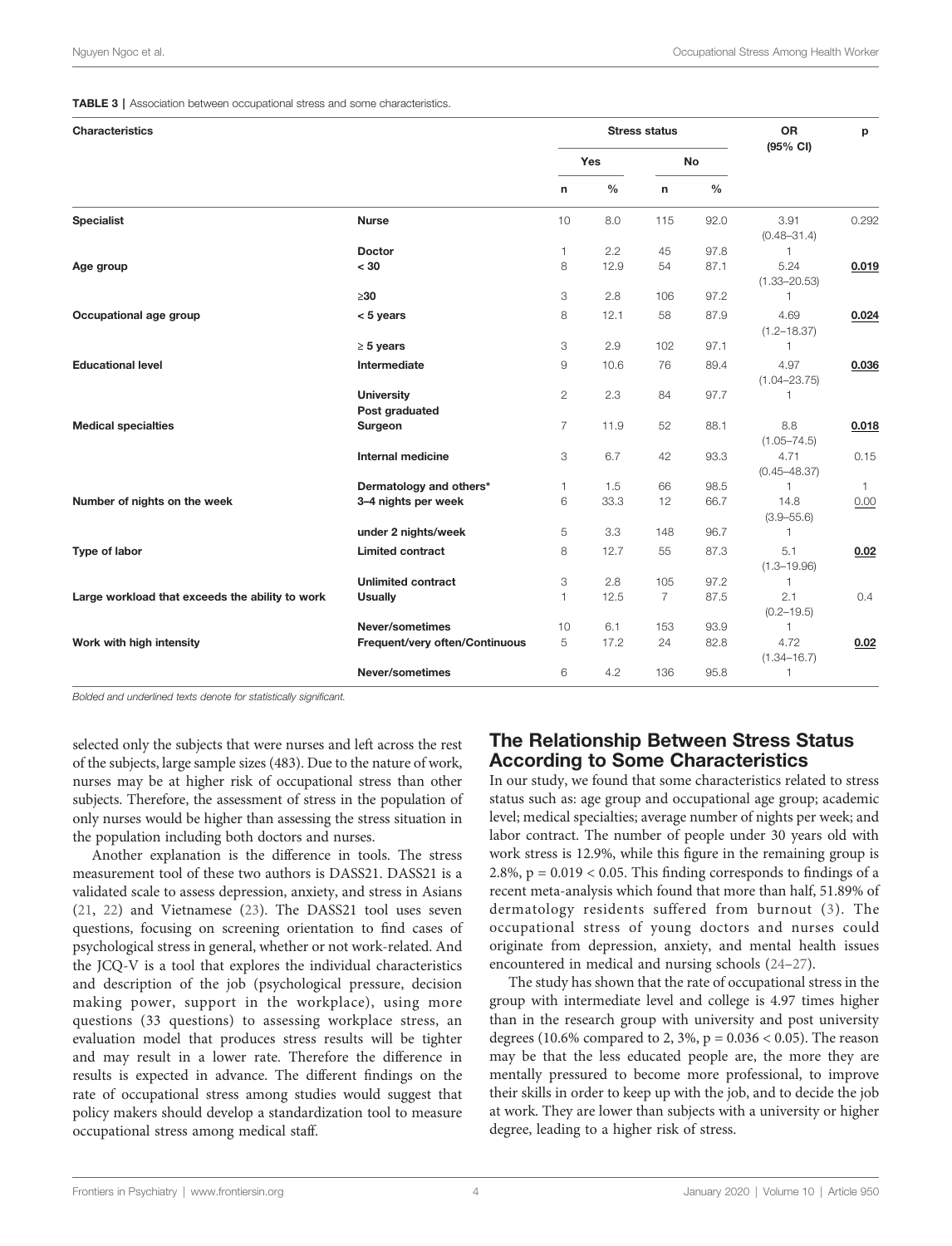**TABLE 3** | Association between occupational stress and some characteristics.

| Characteristics | | Stress status | | | | OR (95% CI) | p |
|---|---|---|---|---|---|---|---|
| | | Yes | | No | | | |
| | | n | % | n | % | | |
| **Specialist** | **Nurse** | 10 | 8.0 | 115 | 92.0 | 3.91 (0.48–31.4) | 0.292 |
| | **Doctor** | 1 | 2.2 | 45 | 97.8 | 1 | |
| **Age group** | **< 30** | 8 | 12.9 | 54 | 87.1 | 5.24 (1.33–20.53) | **0.019** |
| | **≥30** | 3 | 2.8 | 106 | 97.2 | 1 | |
| **Occupational age group** | **< 5 years** | 8 | 12.1 | 58 | 87.9 | 4.69 (1.2–18.37) | **0.024** |
| | **≥ 5 years** | 3 | 2.9 | 102 | 97.1 | 1 | |
| **Educational level** | **Intermediate** | 9 | 10.6 | 76 | 89.4 | 4.97 (1.04–23.75) | **0.036** |
| | **University Post graduated** | 2 | 2.3 | 84 | 97.7 | 1 | |
| **Medical specialties** | **Surgeon** | 7 | 11.9 | 52 | 88.1 | 8.8 (1.05–74.5) | **0.018** |
| | **Internal medicine** | 3 | 6.7 | 42 | 93.3 | 4.71 (0.45–48.37) | 0.15 |
| | **Dermatology and others*** | 1 | 1.5 | 66 | 98.5 | 1 | 1 |
| **Number of nights on the week** | **3–4 nights per week** | 6 | 33.3 | 12 | 66.7 | 14.8 (3.9–55.6) | 0.00 |
| | **under 2 nights/week** | 5 | 3.3 | 148 | 96.7 | 1 | |
| **Type of labor** | **Limited contract** | 8 | 12.7 | 55 | 87.3 | 5.1 (1.3–19.96) | **0.02** |
| | **Unlimited contract** | 3 | 2.8 | 105 | 97.2 | 1 | |
| **Large workload that exceeds the ability to work** | **Usually** | 1 | 12.5 | 7 | 87.5 | 2.1 (0.2–19.5) | 0.4 |
| | **Never/sometimes** | 10 | 6.1 | 153 | 93.9 | 1 | |
| **Work with high intensity** | **Frequent/very often/Continuous** | 5 | 17.2 | 24 | 82.8 | 4.72 (1.34–16.7) | **0.02** |
| | **Never/sometimes** | 6 | 4.2 | 136 | 95.8 | 1 | |

*Bolded and underlined texts denote for statistically significant.*

selected only the subjects that were nurses and left across the rest of the subjects, large sample sizes (483). Due to the nature of work, nurses may be at higher risk of occupational stress than other subjects. Therefore, the assessment of stress in the population of only nurses would be higher than assessing the stress situation in the population including both doctors and nurses.

Another explanation is the difference in tools. The stress measurement tool of these two authors is DASS21. DASS21 is a validated scale to assess depression, anxiety, and stress in Asians (21, 22) and Vietnamese (23). The DASS21 tool uses seven questions, focusing on screening orientation to find cases of psychological stress in general, whether or not work-related. And the JCQ-V is a tool that explores the individual characteristics and description of the job (psychological pressure, decision making power, support in the workplace), using more questions (33 questions) to assessing workplace stress, an evaluation model that produces stress results will be tighter and may result in a lower rate. Therefore the difference in results is expected in advance. The different findings on the rate of occupational stress among studies would suggest that policy makers should develop a standardization tool to measure occupational stress among medical staff.

## The Relationship Between Stress Status According to Some Characteristics

In our study, we found that some characteristics related to stress status such as: age group and occupational age group; academic level; medical specialties; average number of nights per week; and labor contract. The number of people under 30 years old with work stress is 12.9%, while this figure in the remaining group is 2.8%, $p = 0.019 < 0.05$. This finding corresponds to findings of a recent meta-analysis which found that more than half, 51.89% of dermatology residents suffered from burnout (3). The occupational stress of young doctors and nurses could originate from depression, anxiety, and mental health issues encountered in medical and nursing schools (24–27).

The study has shown that the rate of occupational stress in the group with intermediate level and college is 4.97 times higher than in the research group with university and post university degrees (10.6% compared to 2, 3%, $p = 0.036 < 0.05$). The reason may be that the less educated people are, the more they are mentally pressured to become more professional, to improve their skills in order to keep up with the job, and to decide the job at work. They are lower than subjects with a university or higher degree, leading to a higher risk of stress.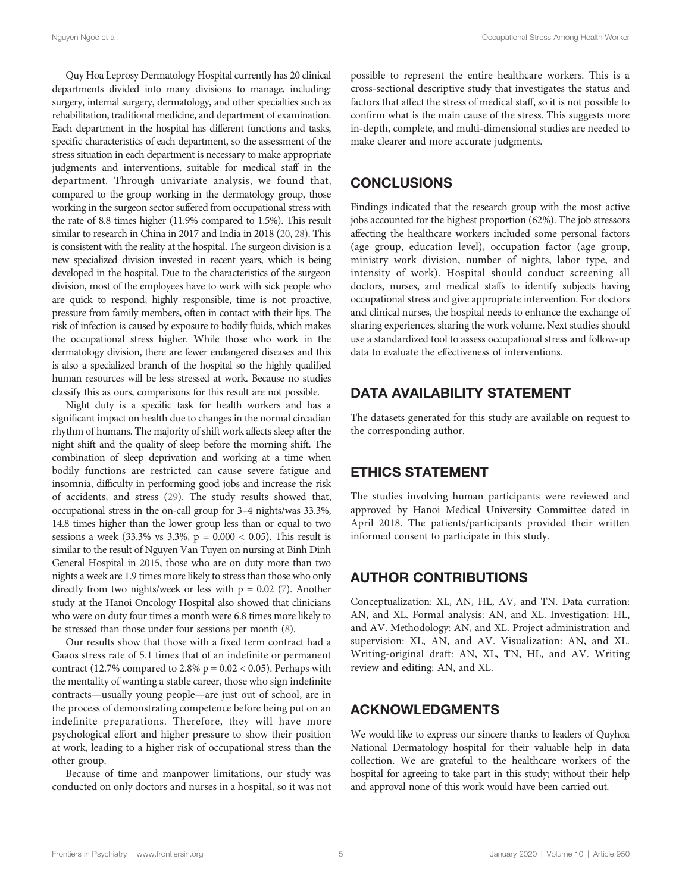Quy Hoa Leprosy Dermatology Hospital currently has 20 clinical departments divided into many divisions to manage, including: surgery, internal surgery, dermatology, and other specialties such as rehabilitation, traditional medicine, and department of examination. Each department in the hospital has different functions and tasks, specific characteristics of each department, so the assessment of the stress situation in each department is necessary to make appropriate judgments and interventions, suitable for medical staff in the department. Through univariate analysis, we found that, compared to the group working in the dermatology group, those working in the surgeon sector suffered from occupational stress with the rate of 8.8 times higher (11.9% compared to 1.5%). This result similar to research in China in 2017 and India in 2018 (20, 28). This is consistent with the reality at the hospital. The surgeon division is a new specialized division invested in recent years, which is being developed in the hospital. Due to the characteristics of the surgeon division, most of the employees have to work with sick people who are quick to respond, highly responsible, time is not proactive, pressure from family members, often in contact with their lips. The risk of infection is caused by exposure to bodily fluids, which makes the occupational stress higher. While those who work in the dermatology division, there are fewer endangered diseases and this is also a specialized branch of the hospital so the highly qualified human resources will be less stressed at work. Because no studies classify this as ours, comparisons for this result are not possible.

Night duty is a specific task for health workers and has a significant impact on health due to changes in the normal circadian rhythm of humans. The majority of shift work affects sleep after the night shift and the quality of sleep before the morning shift. The combination of sleep deprivation and working at a time when bodily functions are restricted can cause severe fatigue and insomnia, difficulty in performing good jobs and increase the risk of accidents, and stress (29). The study results showed that, occupational stress in the on-call group for 3–4 nights/was 33.3%, 14.8 times higher than the lower group less than or equal to two sessions a week (33.3% vs 3.3%, $p = 0.000 < 0.05$). This result is similar to the result of Nguyen Van Tuyen on nursing at Binh Dinh General Hospital in 2015, those who are on duty more than two nights a week are 1.9 times more likely to stress than those who only directly from two nights/week or less with $p = 0.02$ (7). Another study at the Hanoi Oncology Hospital also showed that clinicians who were on duty four times a month were 6.8 times more likely to be stressed than those under four sessions per month (8).

Our results show that those with a fixed term contract had a Gaaos stress rate of 5.1 times that of an indefinite or permanent contract (12.7% compared to 2.8% $p = 0.02 < 0.05$). Perhaps with the mentality of wanting a stable career, those who sign indefinite contracts—usually young people—are just out of school, are in the process of demonstrating competence before being put on an indefinite preparations. Therefore, they will have more psychological effort and higher pressure to show their position at work, leading to a higher risk of occupational stress than the other group.

Because of time and manpower limitations, our study was conducted on only doctors and nurses in a hospital, so it was not possible to represent the entire healthcare workers. This is a cross-sectional descriptive study that investigates the status and factors that affect the stress of medical staff, so it is not possible to confirm what is the main cause of the stress. This suggests more in-depth, complete, and multi-dimensional studies are needed to make clearer and more accurate judgments.

## CONCLUSIONS

Findings indicated that the research group with the most active jobs accounted for the highest proportion (62%). The job stressors affecting the healthcare workers included some personal factors (age group, education level), occupation factor (age group, ministry work division, number of nights, labor type, and intensity of work). Hospital should conduct screening all doctors, nurses, and medical staffs to identify subjects having occupational stress and give appropriate intervention. For doctors and clinical nurses, the hospital needs to enhance the exchange of sharing experiences, sharing the work volume. Next studies should use a standardized tool to assess occupational stress and follow-up data to evaluate the effectiveness of interventions.

## DATA AVAILABILITY STATEMENT

The datasets generated for this study are available on request to the corresponding author.

## ETHICS STATEMENT

The studies involving human participants were reviewed and approved by Hanoi Medical University Committee dated in April 2018. The patients/participants provided their written informed consent to participate in this study.

## AUTHOR CONTRIBUTIONS

Conceptualization: XL, AN, HL, AV, and TN. Data curration: AN, and XL. Formal analysis: AN, and XL. Investigation: HL, and AV. Methodology: AN, and XL. Project administration and supervision: XL, AN, and AV. Visualization: AN, and XL. Writing-original draft: AN, XL, TN, HL, and AV. Writing review and editing: AN, and XL.

## ACKNOWLEDGMENTS

We would like to express our sincere thanks to leaders of Quyhoa National Dermatology hospital for their valuable help in data collection. We are grateful to the healthcare workers of the hospital for agreeing to take part in this study; without their help and approval none of this work would have been carried out.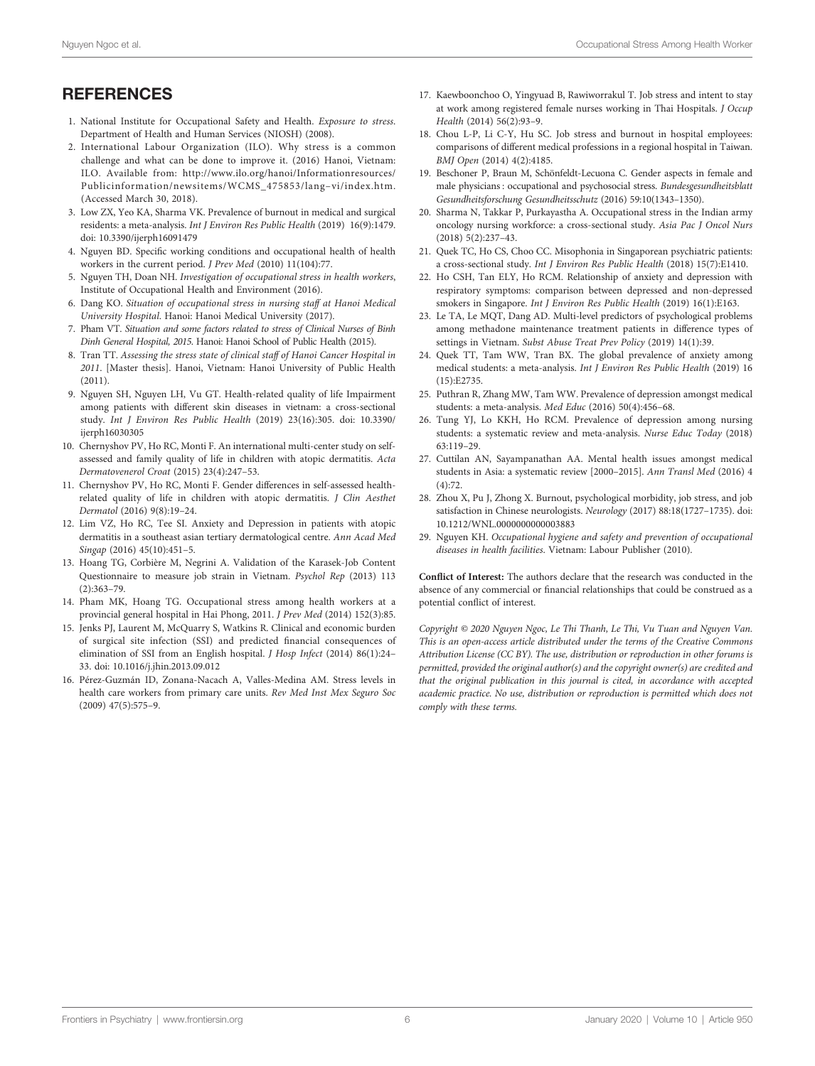## REFERENCES

1. National Institute for Occupational Safety and Health. *Exposure to stress*. Department of Health and Human Services (NIOSH) (2008).
2. International Labour Organization (ILO). Why stress is a common challenge and what can be done to improve it. (2016) Hanoi, Vietnam: ILO. Available from: http://www.ilo.org/hanoi/Informationresources/Publicinformation/newsitems/WCMS_475853/lang–vi/index.htm. (Accessed March 30, 2018).
3. Low ZX, Yeo KA, Sharma VK. Prevalence of burnout in medical and surgical residents: a meta-analysis. *Int J Environ Res Public Health* (2019) 16(9):1479. doi: 10.3390/ijerph16091479
4. Nguyen BD. Specific working conditions and occupational health of health workers in the current period. *J Prev Med* (2010) 11(104):77.
5. Nguyen TH, Doan NH. *Investigation of occupational stress in health workers*, Institute of Occupational Health and Environment (2016).
6. Dang KO. *Situation of occupational stress in nursing staff at Hanoi Medical University Hospital*. Hanoi: Hanoi Medical University (2017).
7. Pham VT. *Situation and some factors related to stress of Clinical Nurses of Binh Dinh General Hospital, 2015*. Hanoi: Hanoi School of Public Health (2015).
8. Tran TT. *Assessing the stress state of clinical staff of Hanoi Cancer Hospital in 2011*. [Master thesis]. Hanoi, Vietnam: Hanoi University of Public Health (2011).
9. Nguyen SH, Nguyen LH, Vu GT. Health-related quality of life Impairment among patients with different skin diseases in vietnam: a cross-sectional study. *Int J Environ Res Public Health* (2019) 23(16):305. doi: 10.3390/ijerph16030305
10. Chernyshov PV, Ho RC, Monti F. An international multi-center study on self-assessed and family quality of life in children with atopic dermatitis. *Acta Dermatovenerol Croat* (2015) 23(4):247–53.
11. Chernyshov PV, Ho RC, Monti F. Gender differences in self-assessed health-related quality of life in children with atopic dermatitis. *J Clin Aesthet Dermatol* (2016) 9(8):19–24.
12. Lim VZ, Ho RC, Tee SI. Anxiety and Depression in patients with atopic dermatitis in a southeast asian tertiary dermatological centre. *Ann Acad Med Singap* (2016) 45(10):451–5.
13. Hoang TG, Corbière M, Negrini A. Validation of the Karasek-Job Content Questionnaire to measure job strain in Vietnam. *Psychol Rep* (2013) 113 (2):363–79.
14. Pham MK, Hoang TG. Occupational stress among health workers at a provincial general hospital in Hai Phong, 2011. *J Prev Med* (2014) 152(3):85.
15. Jenks PJ, Laurent M, McQuarry S, Watkins R. Clinical and economic burden of surgical site infection (SSI) and predicted financial consequences of elimination of SSI from an English hospital. *J Hosp Infect* (2014) 86(1):24–33. doi: 10.1016/j.jhin.2013.09.012
16. Pérez-Guzmán ID, Zonana-Nacach A, Valles-Medina AM. Stress levels in health care workers from primary care units. *Rev Med Inst Mex Seguro Soc* (2009) 47(5):575–9.
17. Kaewboonchoo O, Yingyuad B, Rawiworrakul T. Job stress and intent to stay at work among registered female nurses working in Thai Hospitals. *J Occup Health* (2014) 56(2):93–9.
18. Chou L-P, Li C-Y, Hu SC. Job stress and burnout in hospital employees: comparisons of different medical professions in a regional hospital in Taiwan. *BMJ Open* (2014) 4(2):4185.
19. Beschoner P, Braun M, Schönfeldt-Lecuona C. Gender aspects in female and male physicians : occupational and psychosocial stress. *Bundesgesundheitsblatt Gesundheitsforschung Gesundheitsschutz* (2016) 59:10(1343–1350).
20. Sharma N, Takkar P, Purkayastha A. Occupational stress in the Indian army oncology nursing workforce: a cross-sectional study. *Asia Pac J Oncol Nurs* (2018) 5(2):237–43.
21. Quek TC, Ho CS, Choo CC. Misophonia in Singaporean psychiatric patients: a cross-sectional study. *Int J Environ Res Public Health* (2018) 15(7):E1410.
22. Ho CSH, Tan ELY, Ho RCM. Relationship of anxiety and depression with respiratory symptoms: comparison between depressed and non-depressed smokers in Singapore. *Int J Environ Res Public Health* (2019) 16(1):E163.
23. Le TA, Le MQT, Dang AD. Multi-level predictors of psychological problems among methadone maintenance treatment patients in difference types of settings in Vietnam. *Subst Abuse Treat Prev Policy* (2019) 14(1):39.
24. Quek TT, Tam WW, Tran BX. The global prevalence of anxiety among medical students: a meta-analysis. *Int J Environ Res Public Health* (2019) 16 (15):E2735.
25. Puthran R, Zhang MW, Tam WW. Prevalence of depression amongst medical students: a meta-analysis. *Med Educ* (2016) 50(4):456–68.
26. Tung YJ, Lo KKH, Ho RCM. Prevalence of depression among nursing students: a systematic review and meta-analysis. *Nurse Educ Today* (2018) 63:119–29.
27. Cuttilan AN, Sayampanathan AA. Mental health issues amongst medical students in Asia: a systematic review [2000–2015]. *Ann Transl Med* (2016) 4 (4):72.
28. Zhou X, Pu J, Zhong X. Burnout, psychological morbidity, job stress, and job satisfaction in Chinese neurologists. *Neurology* (2017) 88:18(1727–1735). doi: 10.1212/WNL.0000000000003883
29. Nguyen KH. *Occupational hygiene and safety and prevention of occupational diseases in health facilities*. Vietnam: Labour Publisher (2010).

**Conflict of Interest:** The authors declare that the research was conducted in the absence of any commercial or financial relationships that could be construed as a potential conflict of interest.

*Copyright © 2020 Nguyen Ngoc, Le Thi Thanh, Le Thi, Vu Tuan and Nguyen Van. This is an open-access article distributed under the terms of the Creative Commons Attribution License (CC BY). The use, distribution or reproduction in other forums is permitted, provided the original author(s) and the copyright owner(s) are credited and that the original publication in this journal is cited, in accordance with accepted academic practice. No use, distribution or reproduction is permitted which does not comply with these terms.*